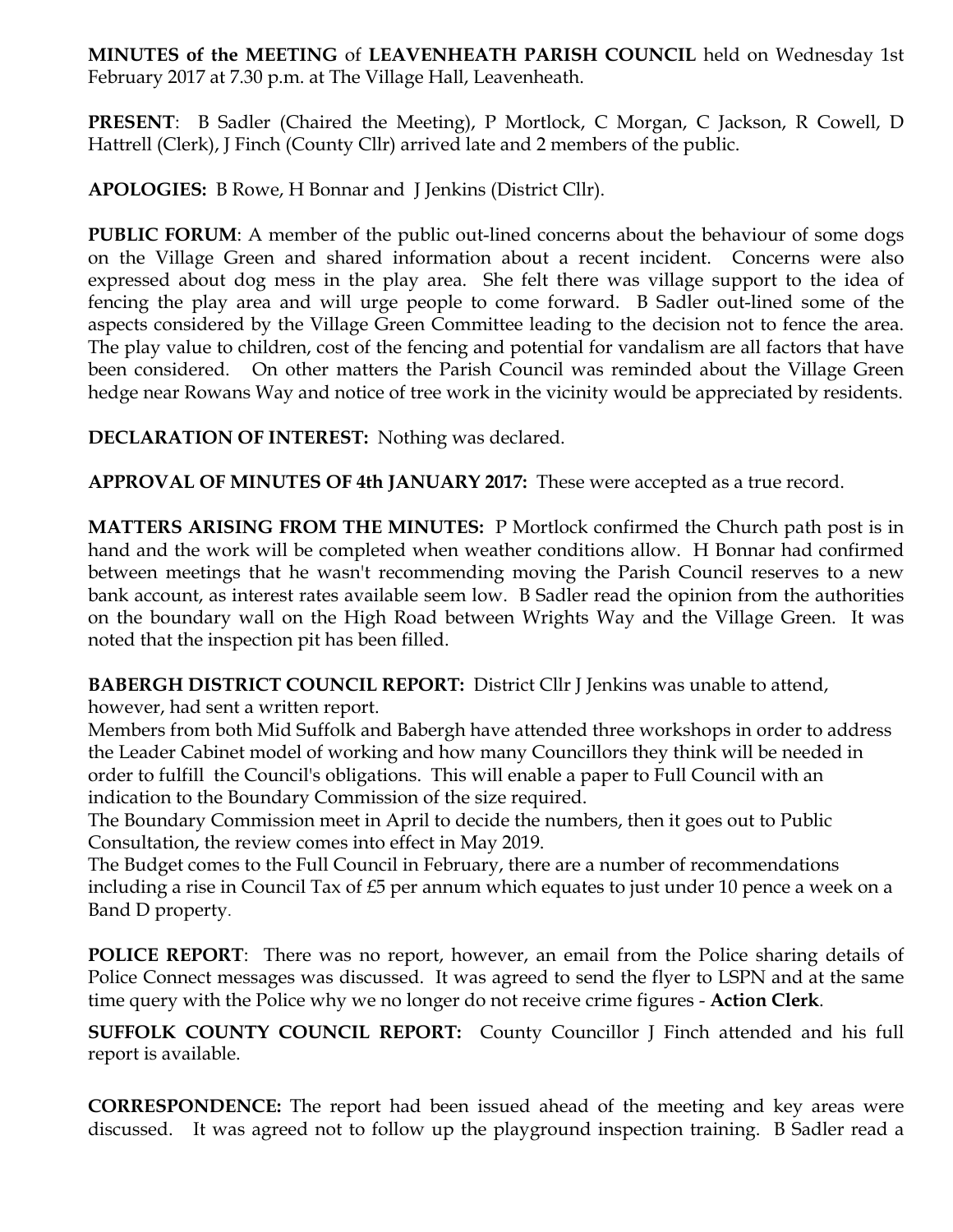**MINUTES of the MEETING** of **LEAVENHEATH PARISH COUNCIL** held on Wednesday 1st February 2017 at 7.30 p.m. at The Village Hall, Leavenheath.

**PRESENT**: B Sadler (Chaired the Meeting), P Mortlock, C Morgan, C Jackson, R Cowell, D Hattrell (Clerk), J Finch (County Cllr) arrived late and 2 members of the public.

**APOLOGIES:** B Rowe, H Bonnar and J Jenkins (District Cllr).

**PUBLIC FORUM**: A member of the public out-lined concerns about the behaviour of some dogs on the Village Green and shared information about a recent incident. Concerns were also expressed about dog mess in the play area. She felt there was village support to the idea of fencing the play area and will urge people to come forward. B Sadler out-lined some of the aspects considered by the Village Green Committee leading to the decision not to fence the area. The play value to children, cost of the fencing and potential for vandalism are all factors that have been considered. On other matters the Parish Council was reminded about the Village Green hedge near Rowans Way and notice of tree work in the vicinity would be appreciated by residents.

**DECLARATION OF INTEREST:** Nothing was declared.

**APPROVAL OF MINUTES OF 4th JANUARY 2017:** These were accepted as a true record.

**MATTERS ARISING FROM THE MINUTES:** P Mortlock confirmed the Church path post is in hand and the work will be completed when weather conditions allow. H Bonnar had confirmed between meetings that he wasn't recommending moving the Parish Council reserves to a new bank account, as interest rates available seem low. B Sadler read the opinion from the authorities on the boundary wall on the High Road between Wrights Way and the Village Green. It was noted that the inspection pit has been filled.

**BABERGH DISTRICT COUNCIL REPORT:** District Cllr J Jenkins was unable to attend, however, had sent a written report.

Members from both Mid Suffolk and Babergh have attended three workshops in order to address the Leader Cabinet model of working and how many Councillors they think will be needed in order to fulfill the Council's obligations. This will enable a paper to Full Council with an indication to the Boundary Commission of the size required.

The Boundary Commission meet in April to decide the numbers, then it goes out to Public Consultation, the review comes into effect in May 2019.

The Budget comes to the Full Council in February, there are a number of recommendations including a rise in Council Tax of £5 per annum which equates to just under 10 pence a week on a Band D property.

**POLICE REPORT**: There was no report, however, an email from the Police sharing details of Police Connect messages was discussed. It was agreed to send the flyer to LSPN and at the same time query with the Police why we no longer do not receive crime figures - **Action Clerk**.

**SUFFOLK COUNTY COUNCIL REPORT:** County Councillor J Finch attended and his full report is available.

**CORRESPONDENCE:** The report had been issued ahead of the meeting and key areas were discussed. It was agreed not to follow up the playground inspection training. B Sadler read a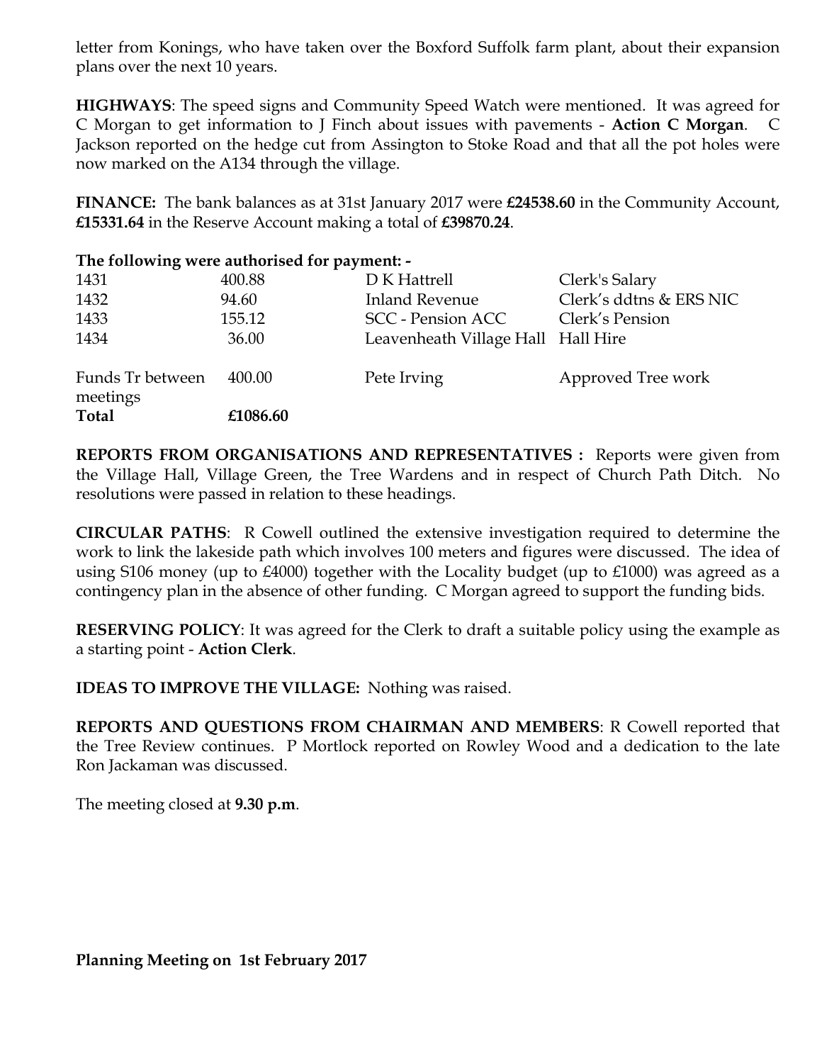letter from Konings, who have taken over the Boxford Suffolk farm plant, about their expansion plans over the next 10 years.

**HIGHWAYS**: The speed signs and Community Speed Watch were mentioned. It was agreed for C Morgan to get information to J Finch about issues with pavements - **Action C Morgan**. C Jackson reported on the hedge cut from Assington to Stoke Road and that all the pot holes were now marked on the A134 through the village.

**FINANCE:** The bank balances as at 31st January 2017 were **£24538.60** in the Community Account, **£15331.64** in the Reserve Account making a total of **£39870.24**.

**The following were authorised for payment: -**

| | | | |
|---|---|---|---|
| 1431 | 400.88 | D K Hattrell | Clerk's Salary |
| 1432 | 94.60 | Inland Revenue | Clerk's ddtns & ERS NIC |
| 1433 | 155.12 | SCC - Pension ACC | Clerk's Pension |
| 1434 | 36.00 | Leavenheath Village Hall | Hall Hire |
| Funds Tr between meetings | 400.00 | Pete Irving | Approved Tree work |
| **Total** | **£1086.60** | | |

**REPORTS FROM ORGANISATIONS AND REPRESENTATIVES :** Reports were given from the Village Hall, Village Green, the Tree Wardens and in respect of Church Path Ditch. No resolutions were passed in relation to these headings.

**CIRCULAR PATHS**: R Cowell outlined the extensive investigation required to determine the work to link the lakeside path which involves 100 meters and figures were discussed. The idea of using S106 money (up to £4000) together with the Locality budget (up to £1000) was agreed as a contingency plan in the absence of other funding. C Morgan agreed to support the funding bids.

**RESERVING POLICY**: It was agreed for the Clerk to draft a suitable policy using the example as a starting point - **Action Clerk**.

**IDEAS TO IMPROVE THE VILLAGE:** Nothing was raised.

**REPORTS AND QUESTIONS FROM CHAIRMAN AND MEMBERS**: R Cowell reported that the Tree Review continues. P Mortlock reported on Rowley Wood and a dedication to the late Ron Jackaman was discussed.

The meeting closed at **9.30 p.m**.

**Planning Meeting on 1st February 2017**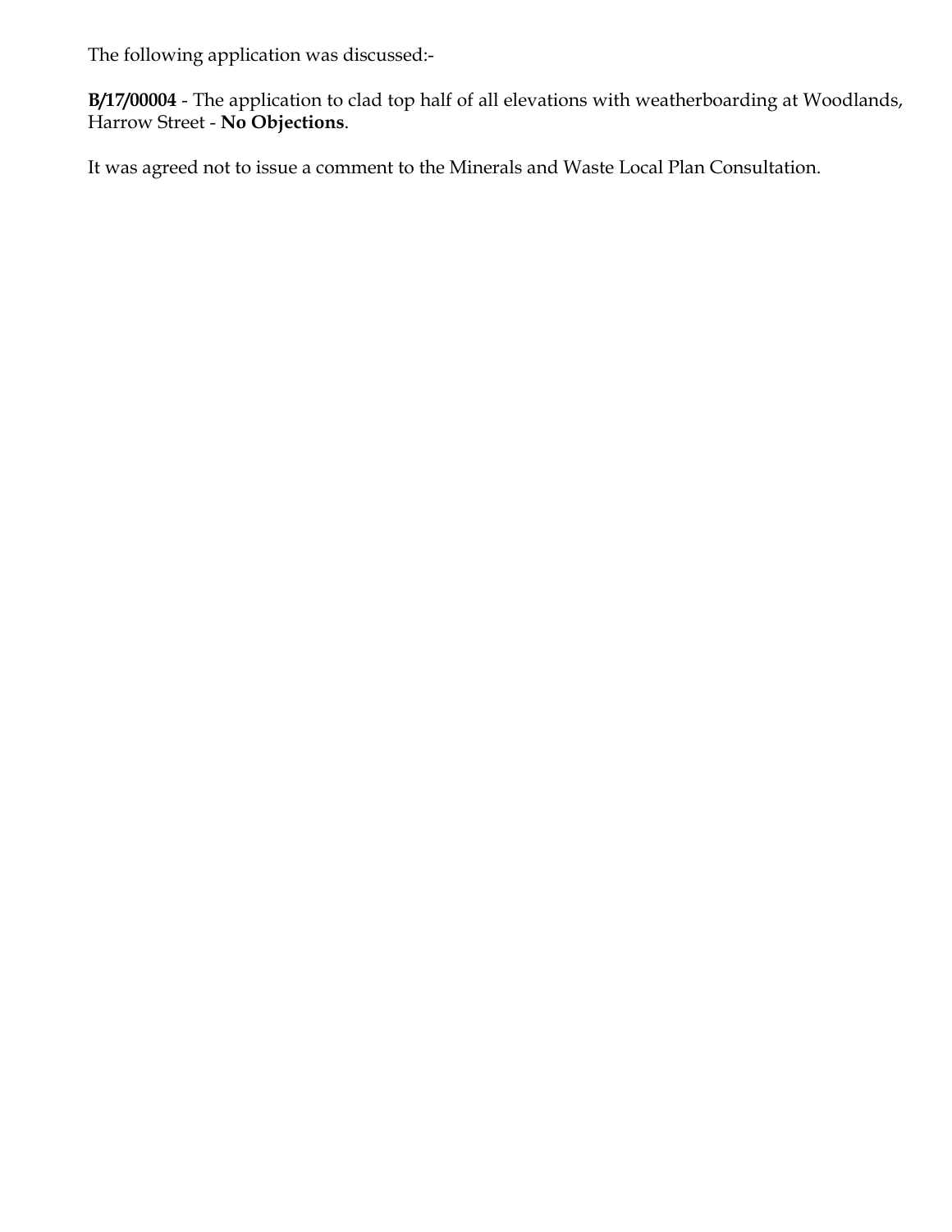The following application was discussed:-

**B/17/00004** - The application to clad top half of all elevations with weatherboarding at Woodlands, Harrow Street - **No Objections**.

It was agreed not to issue a comment to the Minerals and Waste Local Plan Consultation.